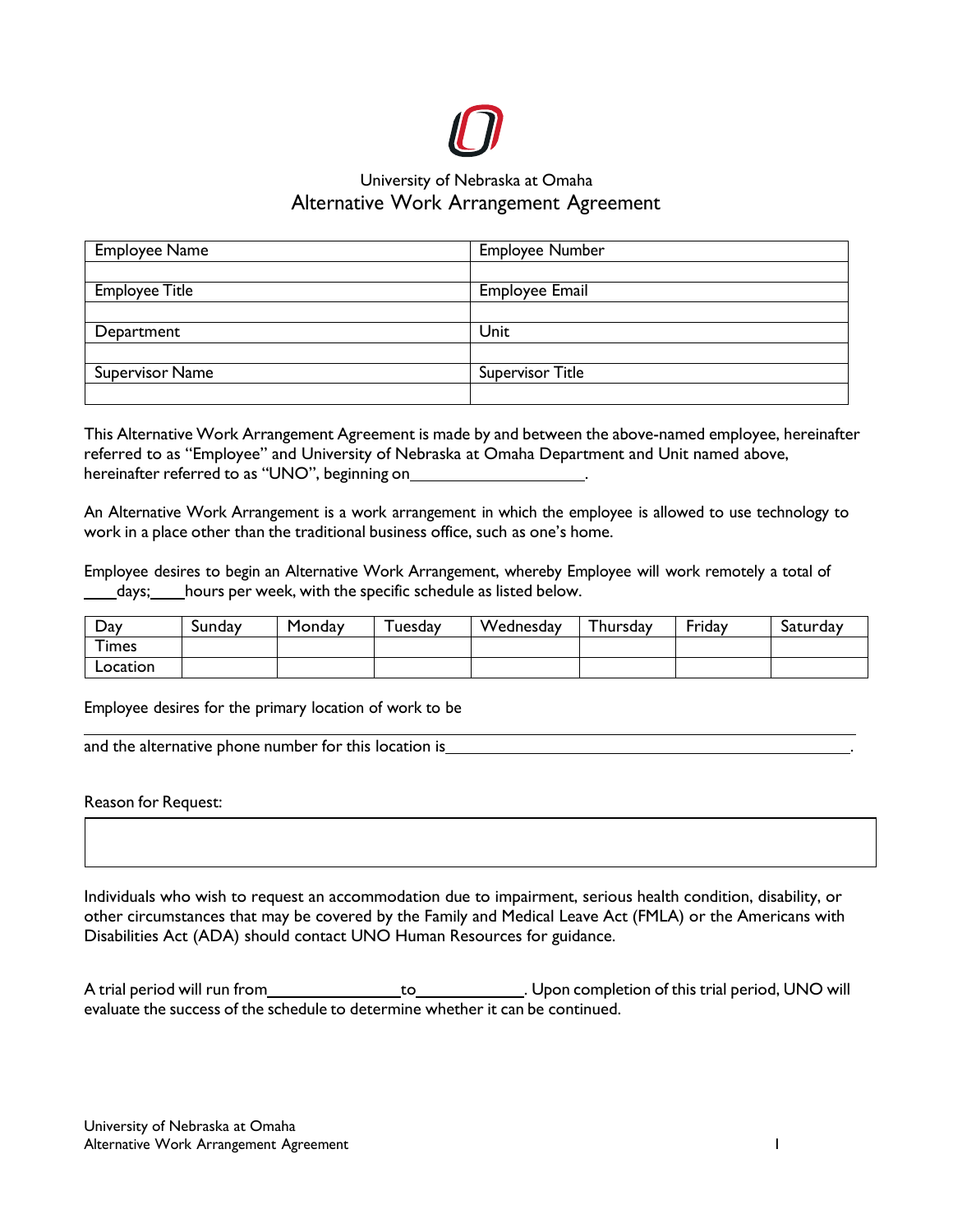University of Nebraska at Omaha

# Alternative Work Arrangement Agreement

| Employee Name | Employee Number |
|---|---|
| | |
| **Employee Title** | **Employee Email** |
| | |
| **Department** | **Unit** |
| | |
| **Supervisor Name** | **Supervisor Title** |
| | |

This Alternative Work Arrangement Agreement is made by and between the above-named employee, hereinafter referred to as "Employee" and University of Nebraska at Omaha Department and Unit named above, hereinafter referred to as "UNO", beginning on____________________.

An Alternative Work Arrangement is a work arrangement in which the employee is allowed to use technology to work in a place other than the traditional business office, such as one's home.

Employee desires to begin an Alternative Work Arrangement, whereby Employee will work remotely a total of ____days;____hours per week, with the specific schedule as listed below.

| Day | Sunday | Monday | Tuesday | Wednesday | Thursday | Friday | Saturday |
|---|---|---|---|---|---|---|---|
| Times | | | | | | | |
| Location | | | | | | | |

Employee desires for the primary location of work to be

______________________________________________________________________

and the alternative phone number for this location is______________________________________________.

Reason for Request:

| |
|---|
| |

Individuals who wish to request an accommodation due to impairment, serious health condition, disability, or other circumstances that may be covered by the Family and Medical Leave Act (FMLA) or the Americans with Disabilities Act (ADA) should contact UNO Human Resources for guidance.

A trial period will run from________________to_____________. Upon completion of this trial period, UNO will evaluate the success of the schedule to determine whether it can be continued.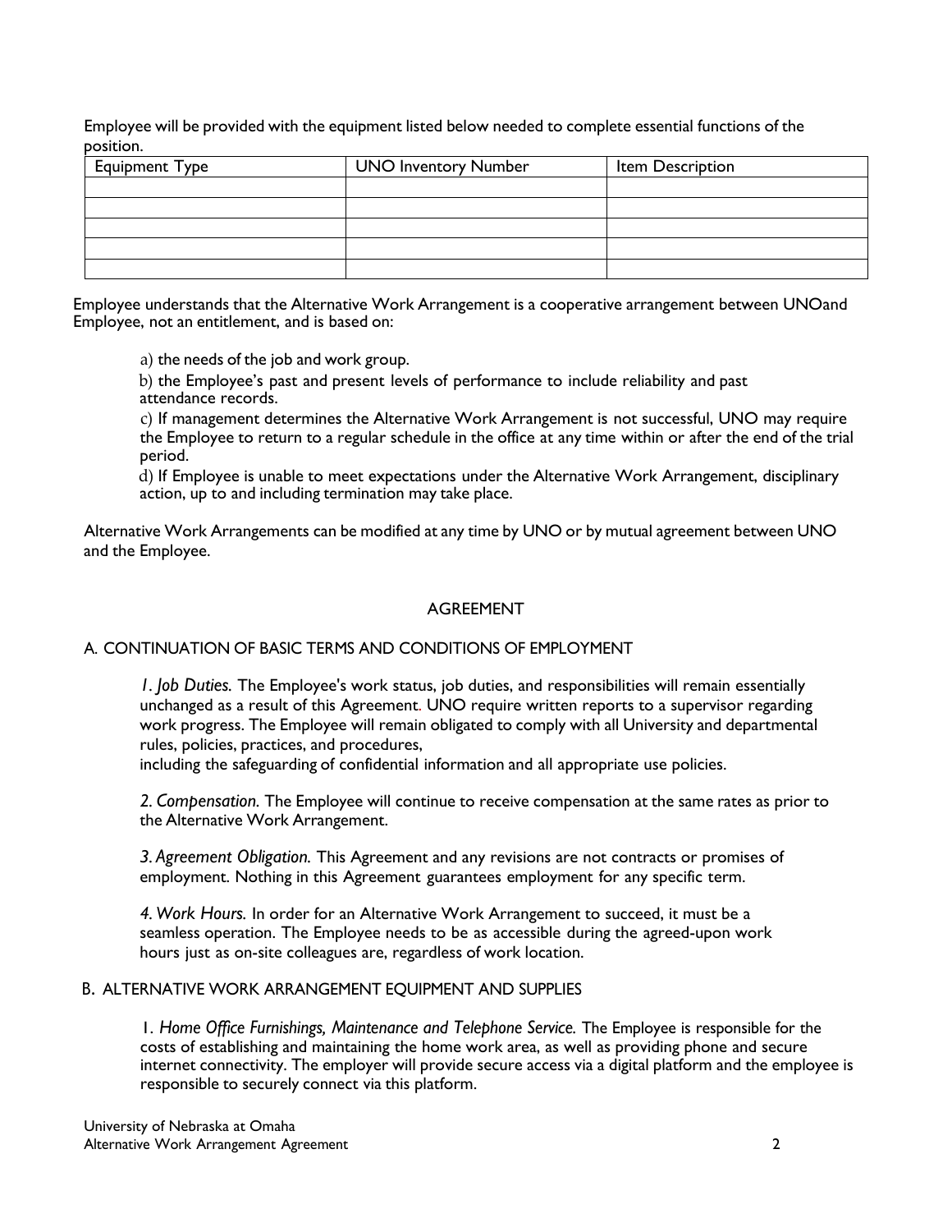Employee will be provided with the equipment listed below needed to complete essential functions of the position.

| Equipment Type | UNO Inventory Number | Item Description |
|---|---|---|
| | | |
| | | |
| | | |
| | | |
| | | |

Employee understands that the Alternative Work Arrangement is a cooperative arrangement between UNOand Employee, not an entitlement, and is based on:

a) the needs of the job and work group.

b) the Employee's past and present levels of performance to include reliability and past attendance records.

c) If management determines the Alternative Work Arrangement is not successful, UNO may require the Employee to return to a regular schedule in the office at any time within or after the end of the trial period.

d) If Employee is unable to meet expectations under the Alternative Work Arrangement, disciplinary action, up to and including termination may take place.

Alternative Work Arrangements can be modified at any time by UNO or by mutual agreement between UNO and the Employee.

## AGREEMENT

### A. CONTINUATION OF BASIC TERMS AND CONDITIONS OF EMPLOYMENT

*1. Job Duties.* The Employee's work status, job duties, and responsibilities will remain essentially unchanged as a result of this Agreement. UNO require written reports to a supervisor regarding work progress. The Employee will remain obligated to comply with all University and departmental rules, policies, practices, and procedures, including the safeguarding of confidential information and all appropriate use policies.

*2. Compensation.* The Employee will continue to receive compensation at the same rates as prior to the Alternative Work Arrangement.

*3. Agreement Obligation.* This Agreement and any revisions are not contracts or promises of employment. Nothing in this Agreement guarantees employment for any specific term.

*4. Work Hours.* In order for an Alternative Work Arrangement to succeed, it must be a seamless operation. The Employee needs to be as accessible during the agreed-upon work hours just as on-site colleagues are, regardless of work location.

### B. ALTERNATIVE WORK ARRANGEMENT EQUIPMENT AND SUPPLIES

1. *Home Office Furnishings, Maintenance and Telephone Service.* The Employee is responsible for the costs of establishing and maintaining the home work area, as well as providing phone and secure internet connectivity. The employer will provide secure access via a digital platform and the employee is responsible to securely connect via this platform.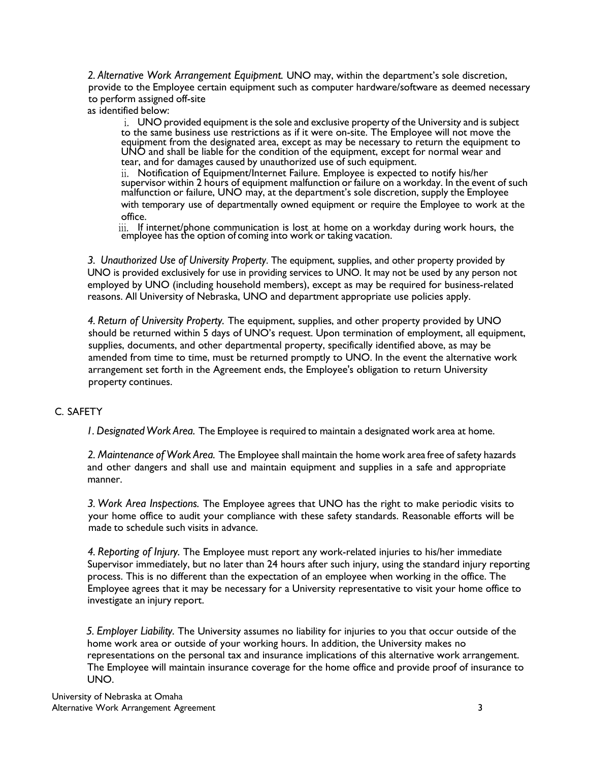*2. Alternative Work Arrangement Equipment.* UNO may, within the department's sole discretion, provide to the Employee certain equipment such as computer hardware/software as deemed necessary to perform assigned off-site as identified below:

i. UNO provided equipment is the sole and exclusive property of the University and is subject to the same business use restrictions as if it were on-site. The Employee will not move the equipment from the designated area, except as may be necessary to return the equipment to UNO and shall be liable for the condition of the equipment, except for normal wear and tear, and for damages caused by unauthorized use of such equipment.

ii. Notification of Equipment/Internet Failure. Employee is expected to notify his/her supervisor within 2 hours of equipment malfunction or failure on a workday. In the event of such malfunction or failure, UNO may, at the department's sole discretion, supply the Employee with temporary use of departmentally owned equipment or require the Employee to work at the office.

iii. If internet/phone communication is lost at home on a workday during work hours, the employee has the option of coming into work or taking vacation.

*3. Unauthorized Use of University Property.* The equipment, supplies, and other property provided by UNO is provided exclusively for use in providing services to UNO. It may not be used by any person not employed by UNO (including household members), except as may be required for business-related reasons. All University of Nebraska, UNO and department appropriate use policies apply.

*4. Return of University Property.* The equipment, supplies, and other property provided by UNO should be returned within 5 days of UNO's request. Upon termination of employment, all equipment, supplies, documents, and other departmental property, specifically identified above, as may be amended from time to time, must be returned promptly to UNO. In the event the alternative work arrangement set forth in the Agreement ends, the Employee's obligation to return University property continues.

## C. SAFETY

*1. Designated Work Area.* The Employee is required to maintain a designated work area at home.

*2. Maintenance of Work Area.* The Employee shall maintain the home work area free of safety hazards and other dangers and shall use and maintain equipment and supplies in a safe and appropriate manner.

*3. Work Area Inspections.* The Employee agrees that UNO has the right to make periodic visits to your home office to audit your compliance with these safety standards. Reasonable efforts will be made to schedule such visits in advance.

*4. Reporting of Injury.* The Employee must report any work-related injuries to his/her immediate Supervisor immediately, but no later than 24 hours after such injury, using the standard injury reporting process. This is no different than the expectation of an employee when working in the office. The Employee agrees that it may be necessary for a University representative to visit your home office to investigate an injury report.

*5. Employer Liability.* The University assumes no liability for injuries to you that occur outside of the home work area or outside of your working hours. In addition, the University makes no representations on the personal tax and insurance implications of this alternative work arrangement. The Employee will maintain insurance coverage for the home office and provide proof of insurance to UNO.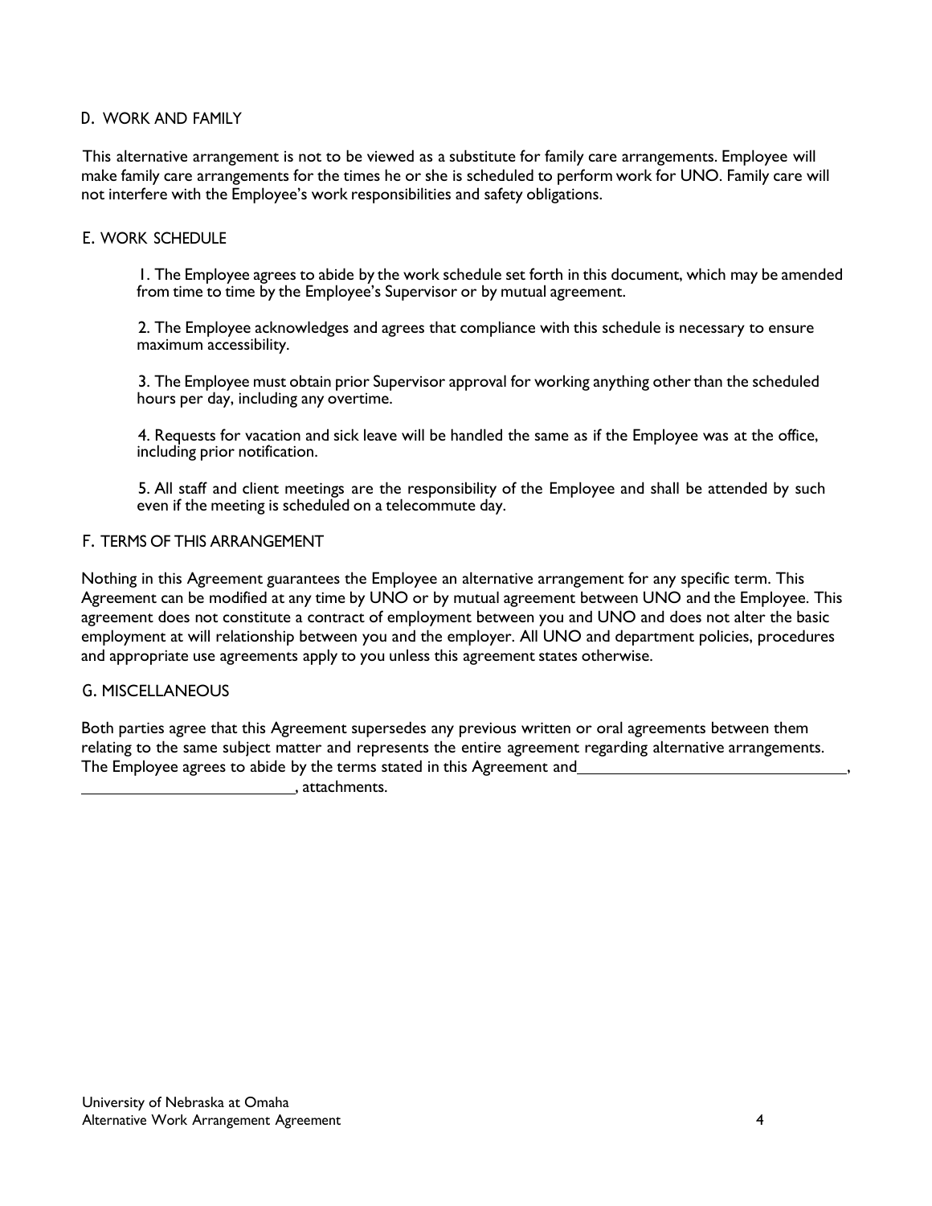## D. WORK AND FAMILY

This alternative arrangement is not to be viewed as a substitute for family care arrangements. Employee will make family care arrangements for the times he or she is scheduled to perform work for UNO. Family care will not interfere with the Employee's work responsibilities and safety obligations.

## E. WORK SCHEDULE

1. The Employee agrees to abide by the work schedule set forth in this document, which may be amended from time to time by the Employee's Supervisor or by mutual agreement.

2. The Employee acknowledges and agrees that compliance with this schedule is necessary to ensure maximum accessibility.

3. The Employee must obtain prior Supervisor approval for working anything other than the scheduled hours per day, including any overtime.

4. Requests for vacation and sick leave will be handled the same as if the Employee was at the office, including prior notification.

5. All staff and client meetings are the responsibility of the Employee and shall be attended by such even if the meeting is scheduled on a telecommute day.

## F. TERMS OF THIS ARRANGEMENT

Nothing in this Agreement guarantees the Employee an alternative arrangement for any specific term. This Agreement can be modified at any time by UNO or by mutual agreement between UNO and the Employee. This agreement does not constitute a contract of employment between you and UNO and does not alter the basic employment at will relationship between you and the employer. All UNO and department policies, procedures and appropriate use agreements apply to you unless this agreement states otherwise.

## G. MISCELLANEOUS

Both parties agree that this Agreement supersedes any previous written or oral agreements between them relating to the same subject matter and represents the entire agreement regarding alternative arrangements. The Employee agrees to abide by the terms stated in this Agreement and________________________________, __________________________, attachments.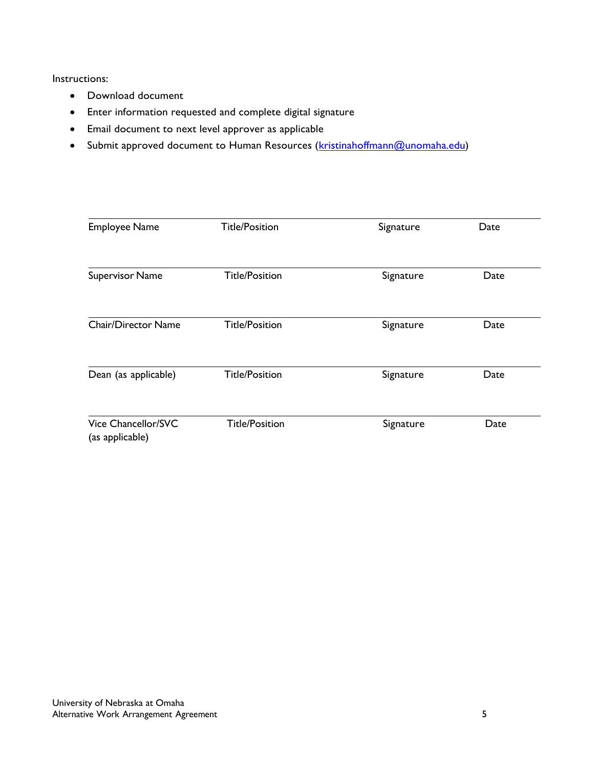Instructions:

- Download document
- Enter information requested and complete digital signature
- Email document to next level approver as applicable
- Submit approved document to Human Resources (kristinahoffmann@unomaha.edu)

| | | | |
|---|---|---|---|
| Employee Name | Title/Position | Signature | Date |
| Supervisor Name | Title/Position | Signature | Date |
| Chair/Director Name | Title/Position | Signature | Date |
| Dean (as applicable) | Title/Position | Signature | Date |
| Vice Chancellor/SVC (as applicable) | Title/Position | Signature | Date |